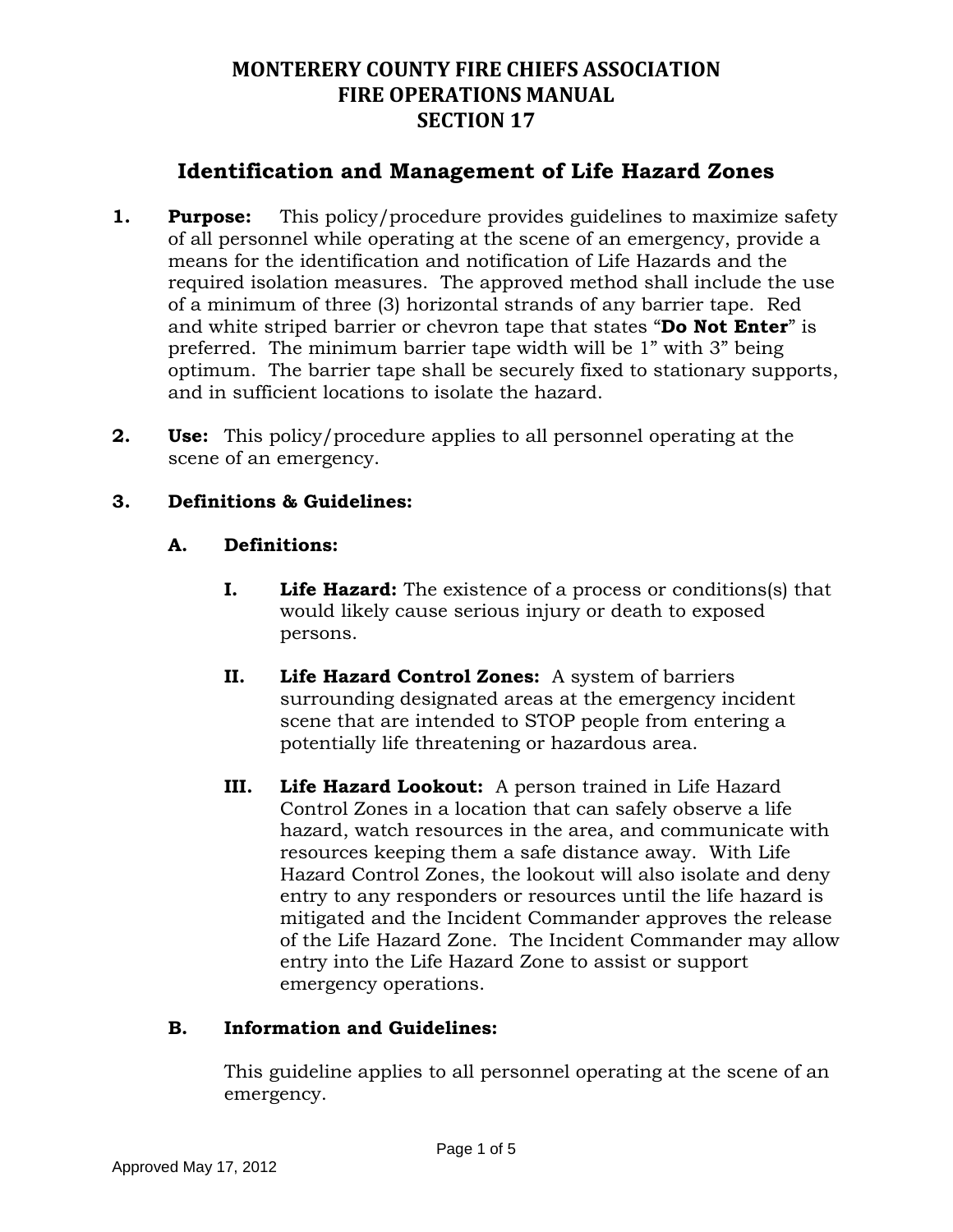# MONTERERY COUNTY FIRE CHIEFS ASSOCIATION
# FIRE OPERATIONS MANUAL
# SECTION 17

## Identification and Management of Life Hazard Zones

**1. Purpose:** This policy/procedure provides guidelines to maximize safety of all personnel while operating at the scene of an emergency, provide a means for the identification and notification of Life Hazards and the required isolation measures. The approved method shall include the use of a minimum of three (3) horizontal strands of any barrier tape. Red and white striped barrier or chevron tape that states "**Do Not Enter**" is preferred. The minimum barrier tape width will be 1" with 3" being optimum. The barrier tape shall be securely fixed to stationary supports, and in sufficient locations to isolate the hazard.

**2. Use:** This policy/procedure applies to all personnel operating at the scene of an emergency.

**3. Definitions & Guidelines:**

**A. Definitions:**

**I. Life Hazard:** The existence of a process or conditions(s) that would likely cause serious injury or death to exposed persons.

**II. Life Hazard Control Zones:** A system of barriers surrounding designated areas at the emergency incident scene that are intended to STOP people from entering a potentially life threatening or hazardous area.

**III. Life Hazard Lookout:** A person trained in Life Hazard Control Zones in a location that can safely observe a life hazard, watch resources in the area, and communicate with resources keeping them a safe distance away. With Life Hazard Control Zones, the lookout will also isolate and deny entry to any responders or resources until the life hazard is mitigated and the Incident Commander approves the release of the Life Hazard Zone. The Incident Commander may allow entry into the Life Hazard Zone to assist or support emergency operations.

**B. Information and Guidelines:**

This guideline applies to all personnel operating at the scene of an emergency.

Approved May 17, 2012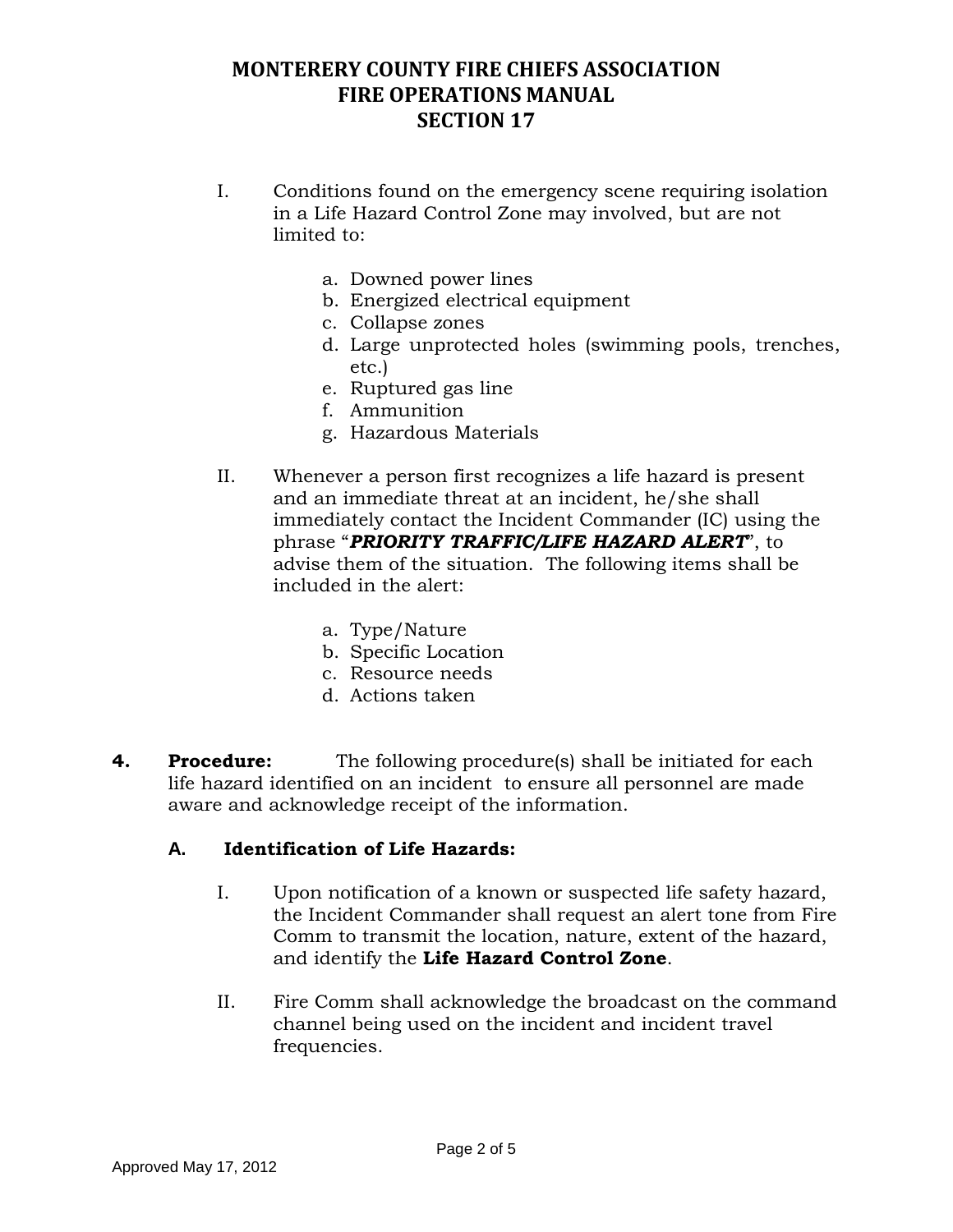I. Conditions found on the emergency scene requiring isolation in a Life Hazard Control Zone may involved, but are not limited to:

   a. Downed power lines
   b. Energized electrical equipment
   c. Collapse zones
   d. Large unprotected holes (swimming pools, trenches, etc.)
   e. Ruptured gas line
   f. Ammunition
   g. Hazardous Materials

II. Whenever a person first recognizes a life hazard is present and an immediate threat at an incident, he/she shall immediately contact the Incident Commander (IC) using the phrase "***PRIORITY TRAFFIC/LIFE HAZARD ALERT***", to advise them of the situation. The following items shall be included in the alert:

   a. Type/Nature
   b. Specific Location
   c. Resource needs
   d. Actions taken

**4. Procedure:** The following procedure(s) shall be initiated for each life hazard identified on an incident to ensure all personnel are made aware and acknowledge receipt of the information.

**A. Identification of Life Hazards:**

I. Upon notification of a known or suspected life safety hazard, the Incident Commander shall request an alert tone from Fire Comm to transmit the location, nature, extent of the hazard, and identify the **Life Hazard Control Zone**.

II. Fire Comm shall acknowledge the broadcast on the command channel being used on the incident and incident travel frequencies.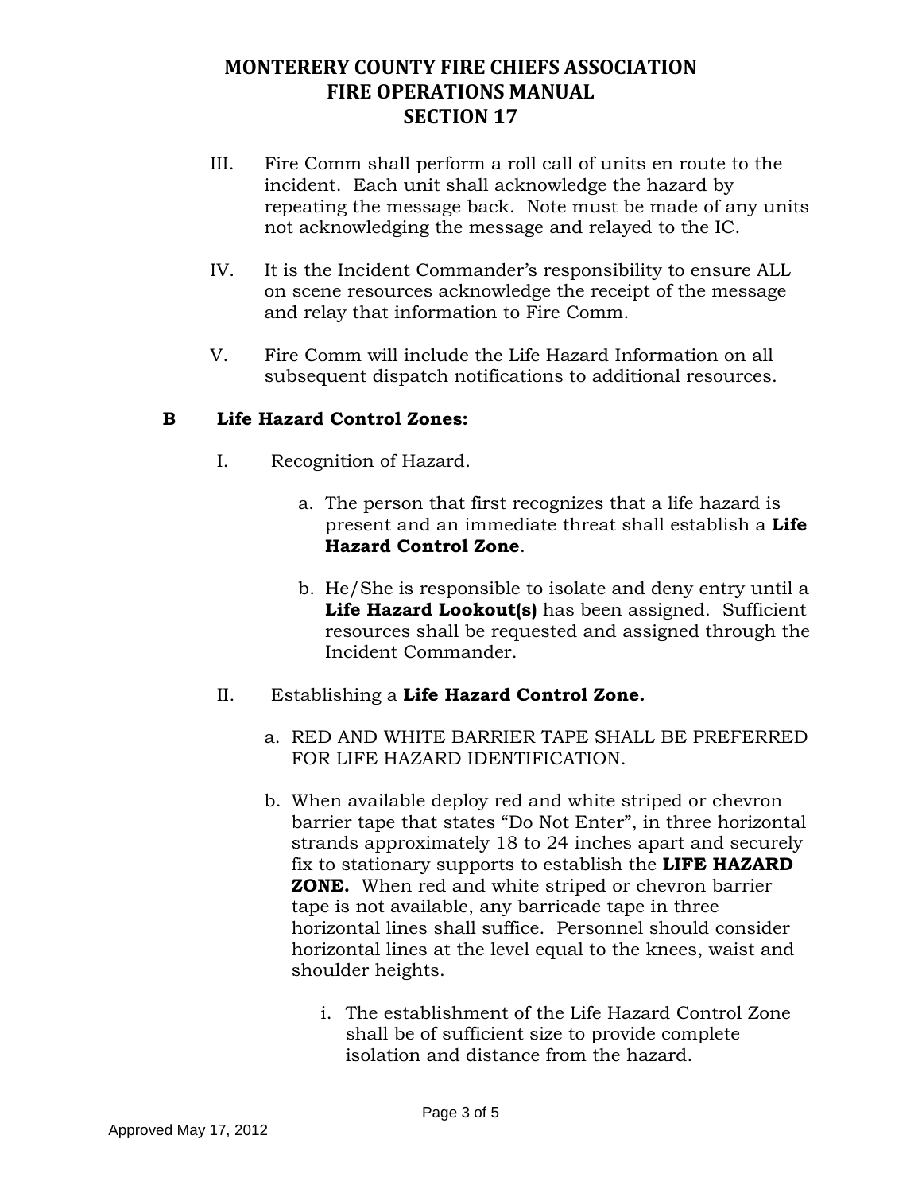III. Fire Comm shall perform a roll call of units en route to the incident. Each unit shall acknowledge the hazard by repeating the message back. Note must be made of any units not acknowledging the message and relayed to the IC.

IV. It is the Incident Commander's responsibility to ensure ALL on scene resources acknowledge the receipt of the message and relay that information to Fire Comm.

V. Fire Comm will include the Life Hazard Information on all subsequent dispatch notifications to additional resources.

**B Life Hazard Control Zones:**

I. Recognition of Hazard.

a. The person that first recognizes that a life hazard is present and an immediate threat shall establish a **Life Hazard Control Zone**.

b. He/She is responsible to isolate and deny entry until a **Life Hazard Lookout(s)** has been assigned. Sufficient resources shall be requested and assigned through the Incident Commander.

II. Establishing a **Life Hazard Control Zone.**

a. RED AND WHITE BARRIER TAPE SHALL BE PREFERRED FOR LIFE HAZARD IDENTIFICATION.

b. When available deploy red and white striped or chevron barrier tape that states "Do Not Enter", in three horizontal strands approximately 18 to 24 inches apart and securely fix to stationary supports to establish the **LIFE HAZARD ZONE.** When red and white striped or chevron barrier tape is not available, any barricade tape in three horizontal lines shall suffice. Personnel should consider horizontal lines at the level equal to the knees, waist and shoulder heights.

i. The establishment of the Life Hazard Control Zone shall be of sufficient size to provide complete isolation and distance from the hazard.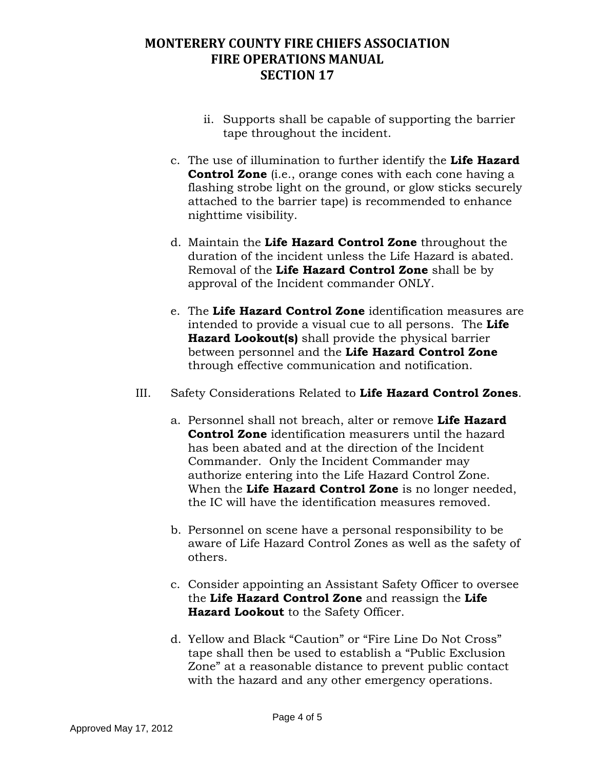ii. Supports shall be capable of supporting the barrier tape throughout the incident.

c. The use of illumination to further identify the **Life Hazard Control Zone** (i.e., orange cones with each cone having a flashing strobe light on the ground, or glow sticks securely attached to the barrier tape) is recommended to enhance nighttime visibility.

d. Maintain the **Life Hazard Control Zone** throughout the duration of the incident unless the Life Hazard is abated. Removal of the **Life Hazard Control Zone** shall be by approval of the Incident commander ONLY.

e. The **Life Hazard Control Zone** identification measures are intended to provide a visual cue to all persons. The **Life Hazard Lookout(s)** shall provide the physical barrier between personnel and the **Life Hazard Control Zone** through effective communication and notification.

III. Safety Considerations Related to **Life Hazard Control Zones**.

a. Personnel shall not breach, alter or remove **Life Hazard Control Zone** identification measurers until the hazard has been abated and at the direction of the Incident Commander. Only the Incident Commander may authorize entering into the Life Hazard Control Zone. When the **Life Hazard Control Zone** is no longer needed, the IC will have the identification measures removed.

b. Personnel on scene have a personal responsibility to be aware of Life Hazard Control Zones as well as the safety of others.

c. Consider appointing an Assistant Safety Officer to oversee the **Life Hazard Control Zone** and reassign the **Life Hazard Lookout** to the Safety Officer.

d. Yellow and Black “Caution” or “Fire Line Do Not Cross” tape shall then be used to establish a “Public Exclusion Zone” at a reasonable distance to prevent public contact with the hazard and any other emergency operations.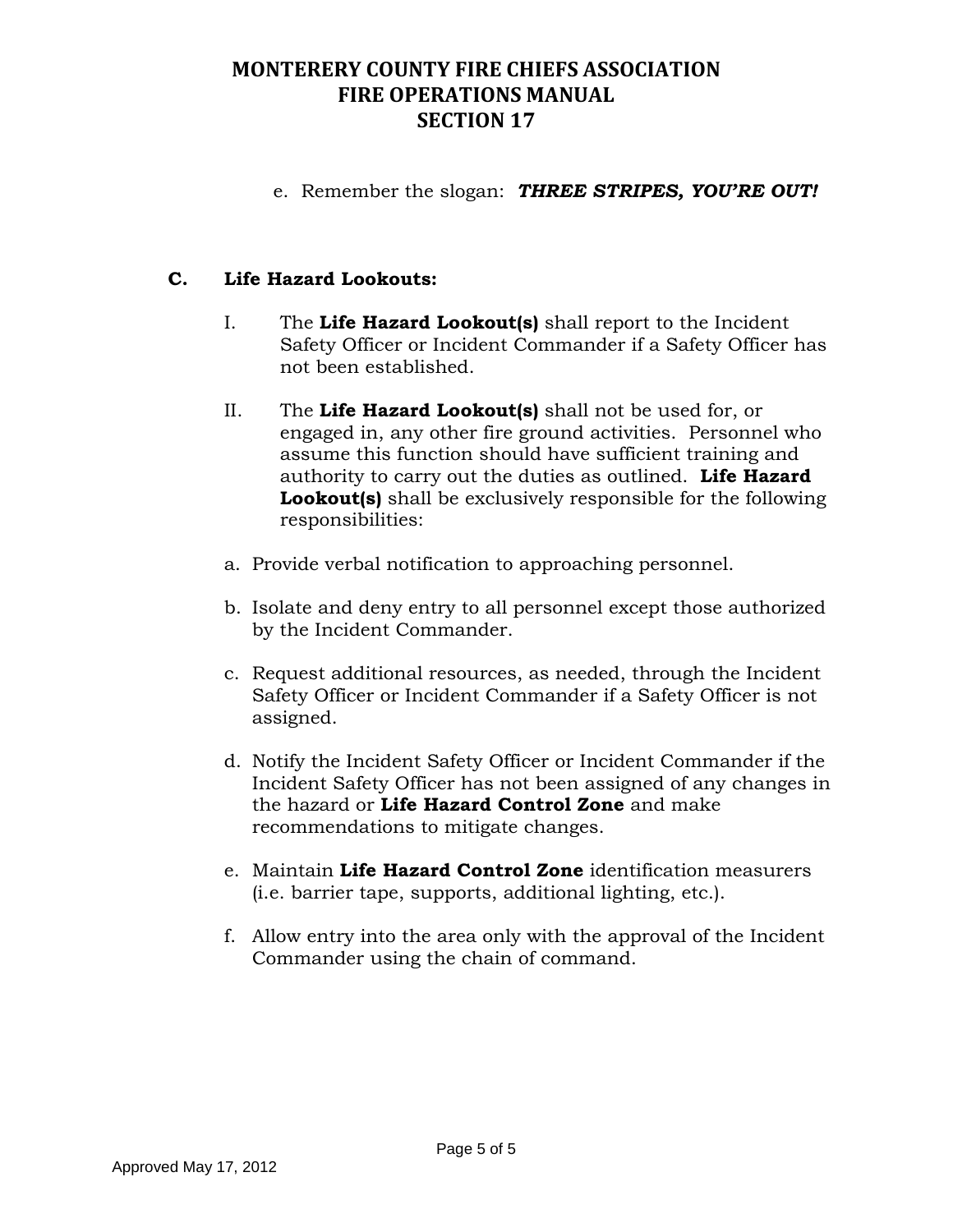e. Remember the slogan: ***THREE STRIPES, YOU'RE OUT!***

### C. Life Hazard Lookouts:

I. The **Life Hazard Lookout(s)** shall report to the Incident Safety Officer or Incident Commander if a Safety Officer has not been established.

II. The **Life Hazard Lookout(s)** shall not be used for, or engaged in, any other fire ground activities. Personnel who assume this function should have sufficient training and authority to carry out the duties as outlined. **Life Hazard Lookout(s)** shall be exclusively responsible for the following responsibilities:

a. Provide verbal notification to approaching personnel.

b. Isolate and deny entry to all personnel except those authorized by the Incident Commander.

c. Request additional resources, as needed, through the Incident Safety Officer or Incident Commander if a Safety Officer is not assigned.

d. Notify the Incident Safety Officer or Incident Commander if the Incident Safety Officer has not been assigned of any changes in the hazard or **Life Hazard Control Zone** and make recommendations to mitigate changes.

e. Maintain **Life Hazard Control Zone** identification measurers (i.e. barrier tape, supports, additional lighting, etc.).

f. Allow entry into the area only with the approval of the Incident Commander using the chain of command.